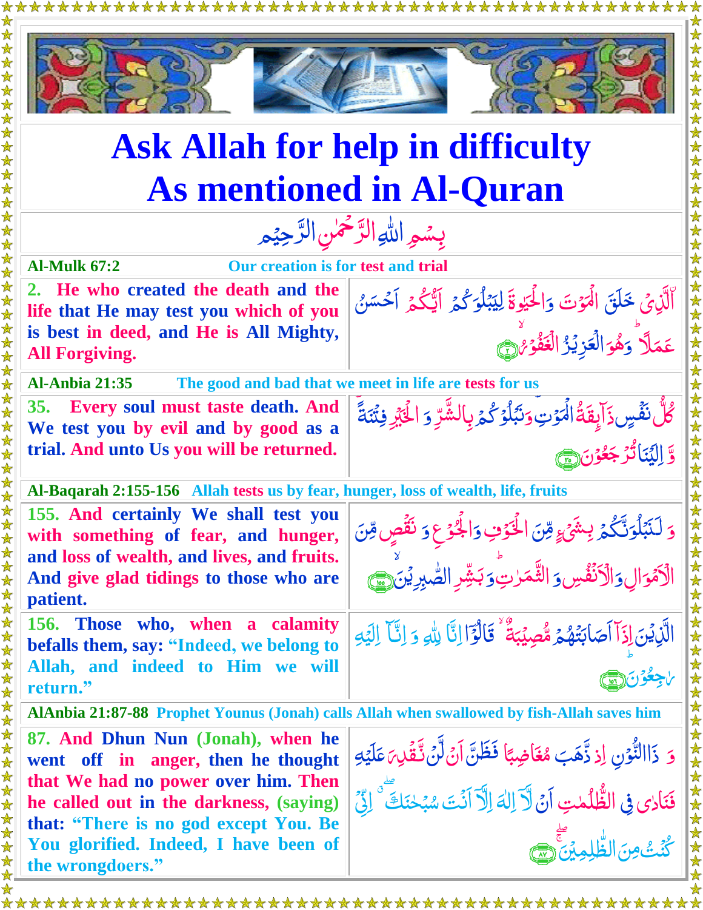# Ask Allah for help in difficulty As mentioned in Al-Quran

بِسْمِ اللّٰهِ الرَّحْمٰنِ الرَّحِيْم

| Al-Mulk 67:2 | Our creation is for test and trial |
|---|---|
| 2. He who created the death and the life that He may test you which of you is best in deed, and He is All Mighty, All Forgiving. | الَّذِىْ خَلَقَ الْمَوْتَ وَالْحَيٰوةَ لِيَبْلُوَكُمْ اَيُّكُمْ اَحْسَنُ عَمَلًا ؕ وَهُوَ الْعَزِيْزُ الْغَفُوْرُۙ ﴿۲﴾ |
| **Al-Anbia 21:35** | **The good and bad that we meet in life are tests for us** |
| 35. Every soul must taste death. And We test you by evil and by good as a trial. And unto Us you will be returned. | كُلُّ نَفْسٍ ذَآئِقَةُ الْمَوْتِ ؕ وَنَبْلُوْكُمْ بِالشَّرِّ وَ الْخَيْرِ فِتْنَةً ؕ وَّ اِلَيْنَا تُرْجَعُوْنَ ﴿۳۵﴾ |
| **Al-Baqarah 2:155-156** | **Allah tests us by fear, hunger, loss of wealth, life, fruits** |
| 155. And certainly We shall test you with something of fear, and hunger, and loss of wealth, and lives, and fruits. And give glad tidings to those who are patient. | وَ لَنَبْلُوَنَّكُمْ بِشَىْءٍ مِّنَ الْخَوْفِ وَالْجُوْعِ وَ نَقْصٍ مِّنَ الْاَمْوَالِ وَالْاَنْفُسِ وَ الثَّمَرٰتِ ؕ وَبَشِّرِ الصّٰبِرِيْنَۙ ﴿۱۵۵﴾ |
| 156. Those who, when a calamity befalls them, say: "Indeed, we belong to Allah, and indeed to Him we will return." | الَّذِيْنَ اِذَآ اَصَابَتْهُمْ مُّصِيْبَةٌ ۙ قَالُوْٓا اِنَّا لِلّٰهِ وَ اِنَّآ اِلَيْهِ رٰجِعُوْنَ ؕ ﴿۱۵۶﴾ |
| **AlAnbia 21:87-88** | **Prophet Younus (Jonah) calls Allah when swallowed by fish-Allah saves him** |
| 87. And Dhun Nun (Jonah), when he went off in anger, then he thought that We had no power over him. Then he called out in the darkness, (saying) that: "There is no god except You. Be You glorified. Indeed, I have been of the wrongdoers." | وَ ذَا النُّوْنِ اِذْ ذَّهَبَ مُغَاضِبًا فَظَنَّ اَنْ لَّنْ نَّقْدِرَ عَلَيْهِ فَنَادٰى فِى الظُّلُمٰتِ اَنْ لَّاۤ اِلٰهَ اِلَّاۤ اَنْتَ سُبْحٰنَكَ ۖ اِنِّىْ كُنْتُ مِنَ الظّٰلِمِيْنَ ۚۖ ﴿۸۷﴾ |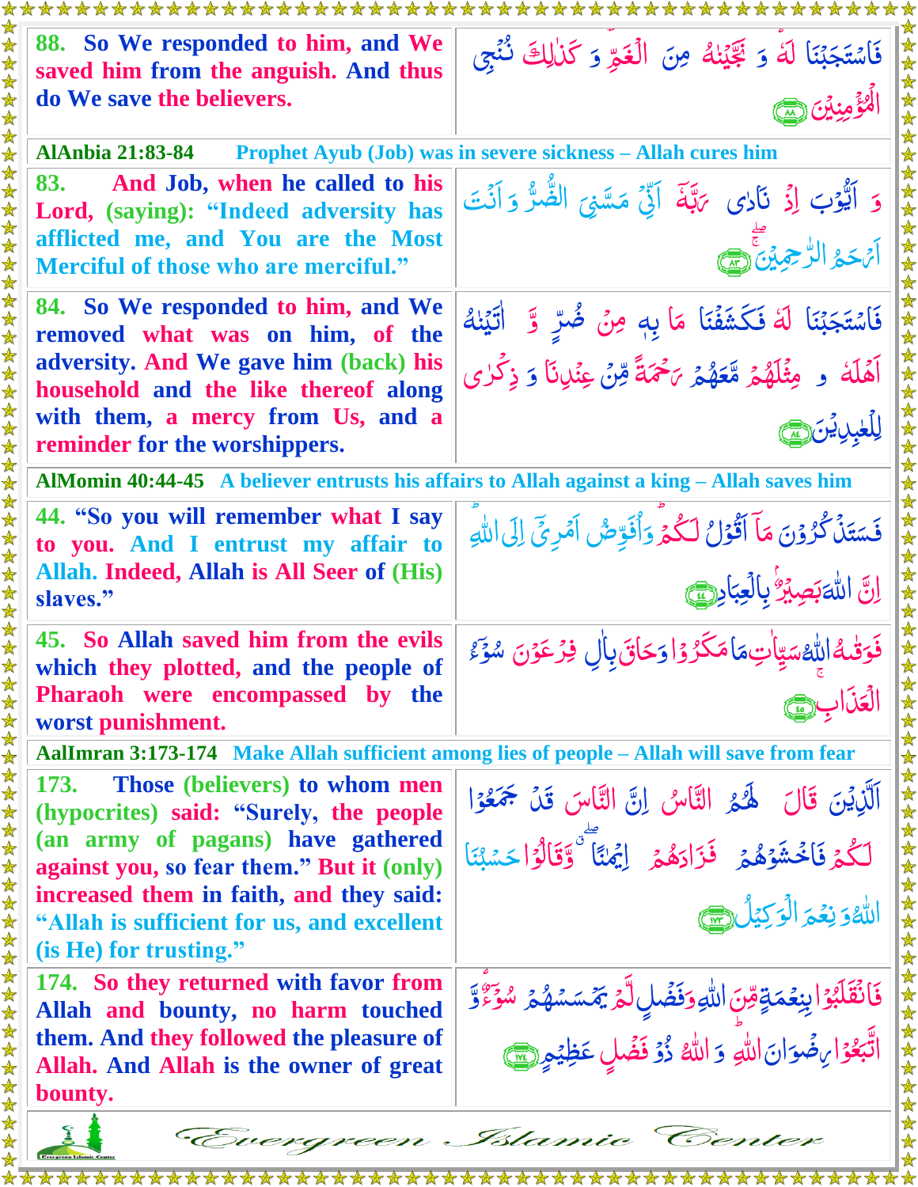| | |
|---|---|
| 88. So We responded to him, and We saved him from the anguish. And thus do We save the believers. | فَاسْتَجَبْنَا لَهٗ وَ نَجَّيْنٰهُ مِنَ الْغَمِّ وَ كَذٰلِكَ نُنْجِي الْمُؤْمِنِيْنَ ﴿۸۸﴾ |

**AlAnbia 21:83-84** Prophet Ayub (Job) was in severe sickness – Allah cures him

| | |
|---|---|
| 83. And Job, when he called to his Lord, (saying): "Indeed adversity has afflicted me, and You are the Most Merciful of those who are merciful." | وَ اَيُّوْبَ اِذْ نَادٰى رَبَّهٗۤ اَنِّيْ مَسَّنِيَ الضُّرُّ وَ اَنْتَ اَرْحَمُ الرّٰحِمِيْنَ ﴿۸۳﴾ |
| 84. So We responded to him, and We removed what was on him, of the adversity. And We gave him (back) his household and the like thereof along with them, a mercy from Us, and a reminder for the worshippers. | فَاسْتَجَبْنَا لَهٗ فَكَشَفْنَا مَا بِهٖ مِنْ ضُرٍّ وَّ اٰتَيْنٰهُ اَهْلَهٗ وَ مِثْلَهُمْ مَّعَهُمْ رَحْمَةً مِّنْ عِنْدِنَا وَ ذِكْرٰى لِلْعٰبِدِيْنَ ﴿۸۴﴾ |

**AlMomin 40:44-45** A believer entrusts his affairs to Allah against a king – Allah saves him

| | |
|---|---|
| 44. "So you will remember what I say to you. And I entrust my affair to Allah. Indeed, Allah is All Seer of (His) slaves." | فَسَتَذْكُرُوْنَ مَاۤ اَقُوْلُ لَكُمْ ؕ وَ اُفَوِّضُ اَمْرِيْۤ اِلَى اللّٰهِ ؕ اِنَّ اللّٰهَ بَصِيْرٌۢ بِالْعِبَادِ ﴿۴۴﴾ |
| 45. So Allah saved him from the evils which they plotted, and the people of Pharaoh were encompassed by the worst punishment. | فَوَقٰىهُ اللّٰهُ سَيِّاٰتِ مَا مَكَرُوْا وَ حَاقَ بِاٰلِ فِرْعَوْنَ سُوْٓءُ الْعَذَابِ ﴿۴۵﴾ |

**AalImran 3:173-174** Make Allah sufficient among lies of people – Allah will save from fear

| | |
|---|---|
| 173. Those (believers) to whom men (hypocrites) said: "Surely, the people (an army of pagans) have gathered against you, so fear them." But it (only) increased them in faith, and they said: "Allah is sufficient for us, and excellent (is He) for trusting." | اَلَّذِيْنَ قَالَ لَهُمُ النَّاسُ اِنَّ النَّاسَ قَدْ جَمَعُوْا لَكُمْ فَاخْشَوْهُمْ فَزَادَهُمْ اِيْمَانًا ۖۗ وَّ قَالُوْا حَسْبُنَا اللّٰهُ وَ نِعْمَ الْوَكِيْلُ ﴿۱۷۳﴾ |
| 174. So they returned with favor from Allah and bounty, no harm touched them. And they followed the pleasure of Allah. And Allah is the owner of great bounty. | فَانْقَلَبُوْا بِنِعْمَةٍ مِّنَ اللّٰهِ وَ فَضْلٍ لَّمْ يَمْسَسْهُمْ سُوْٓءٌ ۙ وَّ اتَّبَعُوْا رِضْوَانَ اللّٰهِ ؕ وَ اللّٰهُ ذُوْ فَضْلٍ عَظِيْمٍ ﴿۱۷۴﴾ |

Evergreen Islamic Center